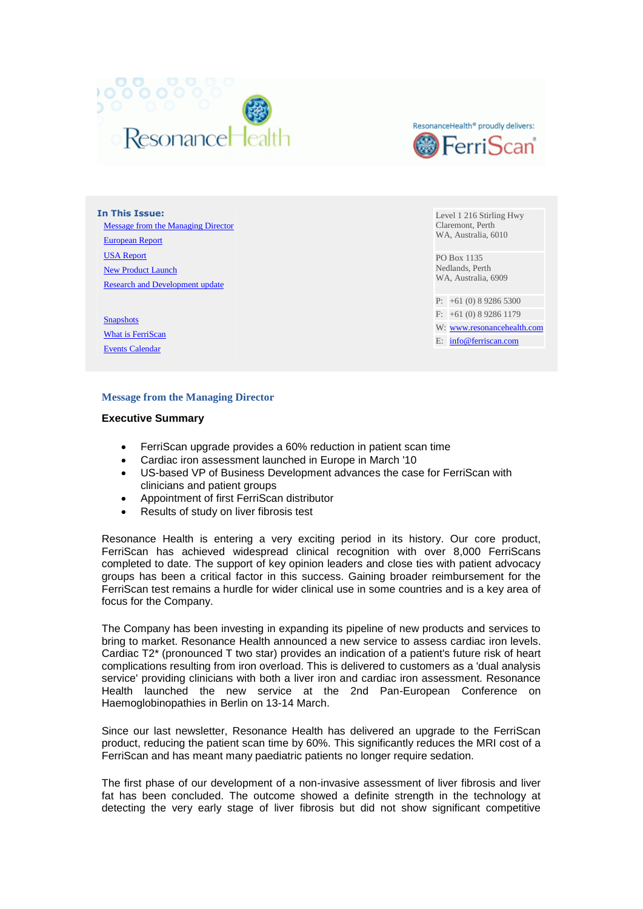ResonanceHealth

ResonanceHealth® proudly delivers: FerriScan®

**In This Issue:**

- [Message from the Managing Director]
- [European Report]
- [USA Report]
- [New Product Launch]
- [Research and Development update]
- [Snapshots]
- [What is FerriScan]
- [Events Calendar]

Level 1 216 Stirling Hwy
Claremont, Perth
WA, Australia, 6010

PO Box 1135
Nedlands, Perth
WA, Australia, 6909

P: +61 (0) 8 9286 5300
F: +61 (0) 8 9286 1179
W: www.resonancehealth.com
E: info@ferriscan.com

## Message from the Managing Director

**Executive Summary**

- FerriScan upgrade provides a 60% reduction in patient scan time
- Cardiac iron assessment launched in Europe in March '10
- US-based VP of Business Development advances the case for FerriScan with clinicians and patient groups
- Appointment of first FerriScan distributor
- Results of study on liver fibrosis test

Resonance Health is entering a very exciting period in its history. Our core product, FerriScan has achieved widespread clinical recognition with over 8,000 FerriScans completed to date. The support of key opinion leaders and close ties with patient advocacy groups has been a critical factor in this success. Gaining broader reimbursement for the FerriScan test remains a hurdle for wider clinical use in some countries and is a key area of focus for the Company.

The Company has been investing in expanding its pipeline of new products and services to bring to market. Resonance Health announced a new service to assess cardiac iron levels. Cardiac T2* (pronounced T two star) provides an indication of a patient's future risk of heart complications resulting from iron overload. This is delivered to customers as a 'dual analysis service' providing clinicians with both a liver iron and cardiac iron assessment. Resonance Health launched the new service at the 2nd Pan-European Conference on Haemoglobinopathies in Berlin on 13-14 March.

Since our last newsletter, Resonance Health has delivered an upgrade to the FerriScan product, reducing the patient scan time by 60%. This significantly reduces the MRI cost of a FerriScan and has meant many paediatric patients no longer require sedation.

The first phase of our development of a non-invasive assessment of liver fibrosis and liver fat has been concluded. The outcome showed a definite strength in the technology at detecting the very early stage of liver fibrosis but did not show significant competitive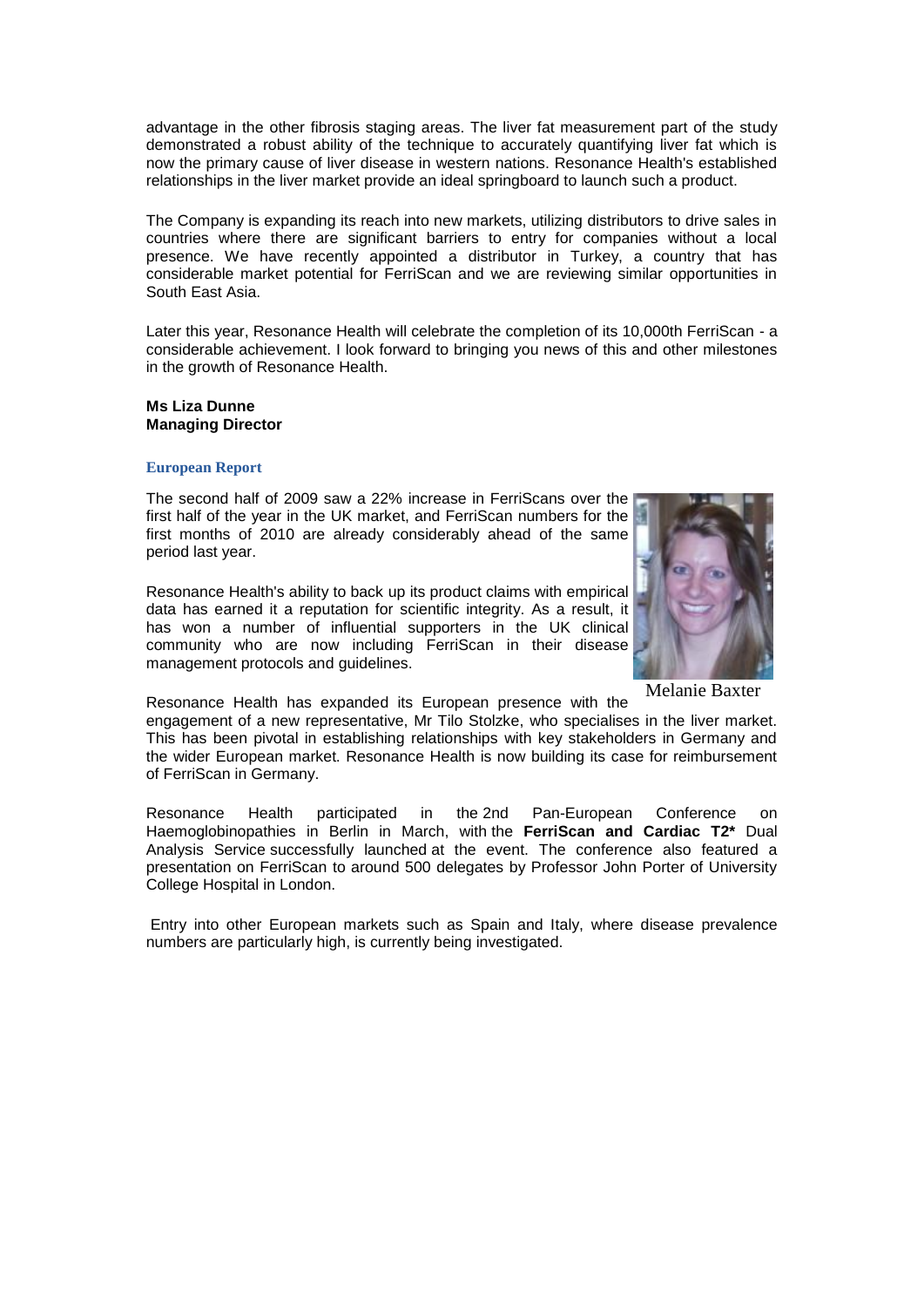advantage in the other fibrosis staging areas. The liver fat measurement part of the study demonstrated a robust ability of the technique to accurately quantifying liver fat which is now the primary cause of liver disease in western nations. Resonance Health's established relationships in the liver market provide an ideal springboard to launch such a product.

The Company is expanding its reach into new markets, utilizing distributors to drive sales in countries where there are significant barriers to entry for companies without a local presence. We have recently appointed a distributor in Turkey, a country that has considerable market potential for FerriScan and we are reviewing similar opportunities in South East Asia.

Later this year, Resonance Health will celebrate the completion of its 10,000th FerriScan - a considerable achievement. I look forward to bringing you news of this and other milestones in the growth of Resonance Health.

**Ms Liza Dunne**
**Managing Director**

## European Report

The second half of 2009 saw a 22% increase in FerriScans over the first half of the year in the UK market, and FerriScan numbers for the first months of 2010 are already considerably ahead of the same period last year.

Resonance Health's ability to back up its product claims with empirical data has earned it a reputation for scientific integrity. As a result, it has won a number of influential supporters in the UK clinical community who are now including FerriScan in their disease management protocols and guidelines.

Melanie Baxter

Resonance Health has expanded its European presence with the engagement of a new representative, Mr Tilo Stolzke, who specialises in the liver market. This has been pivotal in establishing relationships with key stakeholders in Germany and the wider European market. Resonance Health is now building its case for reimbursement of FerriScan in Germany.

Resonance Health participated in the 2nd Pan-European Conference on Haemoglobinopathies in Berlin in March, with the **FerriScan and Cardiac T2*** Dual Analysis Service successfully launched at the event. The conference also featured a presentation on FerriScan to around 500 delegates by Professor John Porter of University College Hospital in London.

Entry into other European markets such as Spain and Italy, where disease prevalence numbers are particularly high, is currently being investigated.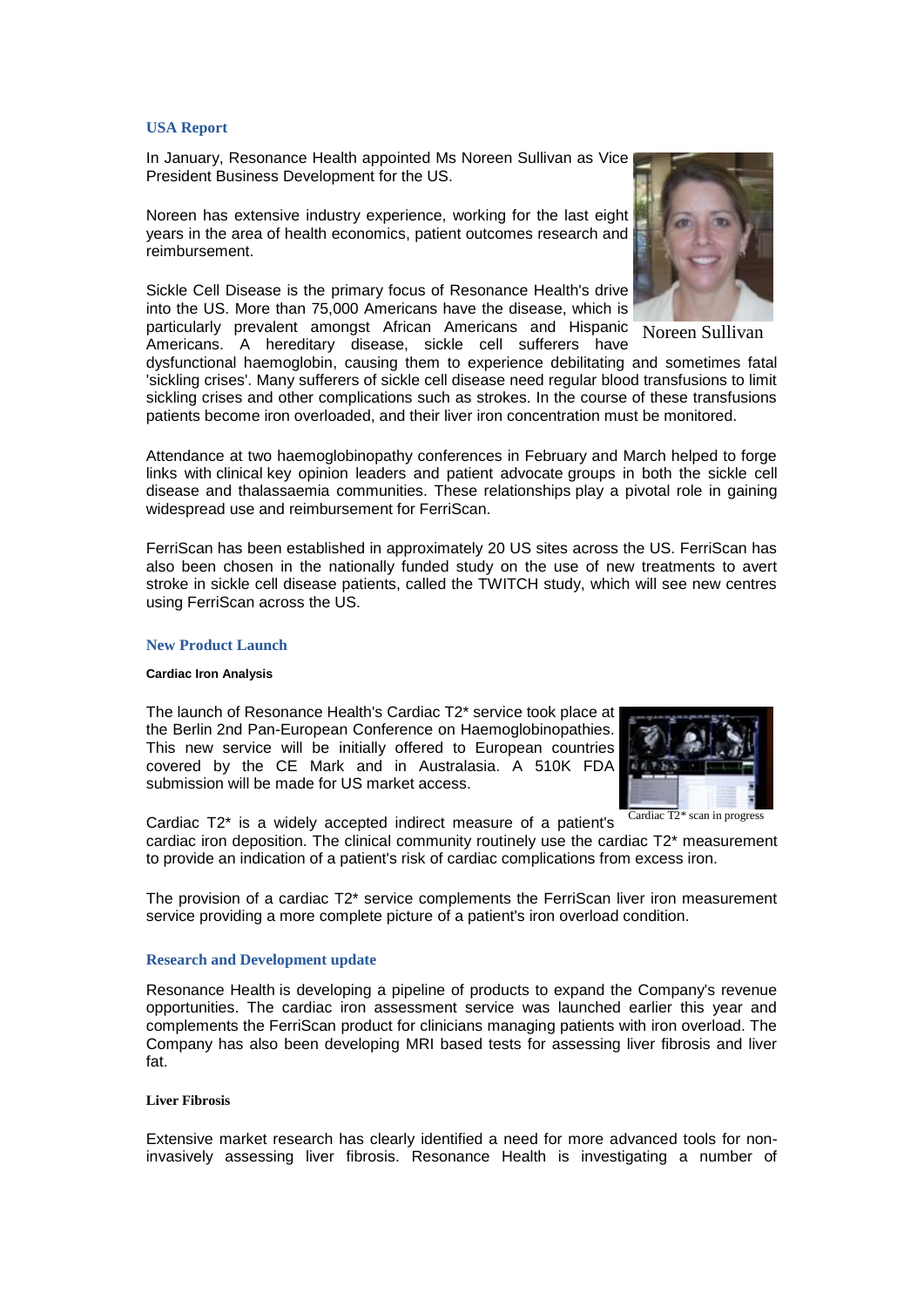## USA Report

In January, Resonance Health appointed Ms Noreen Sullivan as Vice President Business Development for the US.

Noreen has extensive industry experience, working for the last eight years in the area of health economics, patient outcomes research and reimbursement.

Noreen Sullivan

Sickle Cell Disease is the primary focus of Resonance Health's drive into the US. More than 75,000 Americans have the disease, which is particularly prevalent amongst African Americans and Hispanic Americans. A hereditary disease, sickle cell sufferers have dysfunctional haemoglobin, causing them to experience debilitating and sometimes fatal 'sickling crises'. Many sufferers of sickle cell disease need regular blood transfusions to limit sickling crises and other complications such as strokes. In the course of these transfusions patients become iron overloaded, and their liver iron concentration must be monitored.

Attendance at two haemoglobinopathy conferences in February and March helped to forge links with clinical key opinion leaders and patient advocate groups in both the sickle cell disease and thalassaemia communities. These relationships play a pivotal role in gaining widespread use and reimbursement for FerriScan.

FerriScan has been established in approximately 20 US sites across the US. FerriScan has also been chosen in the nationally funded study on the use of new treatments to avert stroke in sickle cell disease patients, called the TWITCH study, which will see new centres using FerriScan across the US.

## New Product Launch

#### Cardiac Iron Analysis

The launch of Resonance Health's Cardiac T2* service took place at the Berlin 2nd Pan-European Conference on Haemoglobinopathies. This new service will be initially offered to European countries covered by the CE Mark and in Australasia. A 510K FDA submission will be made for US market access.

Cardiac T2* scan in progress

Cardiac T2* is a widely accepted indirect measure of a patient's cardiac iron deposition. The clinical community routinely use the cardiac T2* measurement to provide an indication of a patient's risk of cardiac complications from excess iron.

The provision of a cardiac T2* service complements the FerriScan liver iron measurement service providing a more complete picture of a patient's iron overload condition.

## Research and Development update

Resonance Health is developing a pipeline of products to expand the Company's revenue opportunities. The cardiac iron assessment service was launched earlier this year and complements the FerriScan product for clinicians managing patients with iron overload. The Company has also been developing MRI based tests for assessing liver fibrosis and liver fat.

#### Liver Fibrosis

Extensive market research has clearly identified a need for more advanced tools for non-invasively assessing liver fibrosis. Resonance Health is investigating a number of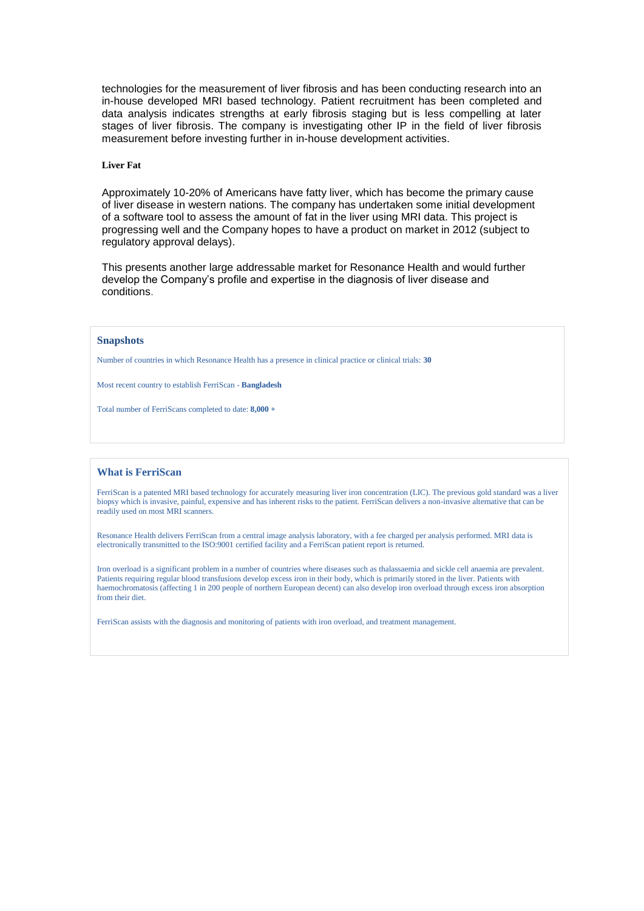technologies for the measurement of liver fibrosis and has been conducting research into an in-house developed MRI based technology. Patient recruitment has been completed and data analysis indicates strengths at early fibrosis staging but is less compelling at later stages of liver fibrosis. The company is investigating other IP in the field of liver fibrosis measurement before investing further in in-house development activities.

**Liver Fat**

Approximately 10-20% of Americans have fatty liver, which has become the primary cause of liver disease in western nations. The company has undertaken some initial development of a software tool to assess the amount of fat in the liver using MRI data. This project is progressing well and the Company hopes to have a product on market in 2012 (subject to regulatory approval delays).

This presents another large addressable market for Resonance Health and would further develop the Company's profile and expertise in the diagnosis of liver disease and conditions.

### Snapshots

Number of countries in which Resonance Health has a presence in clinical practice or clinical trials: **30**

Most recent country to establish FerriScan - **Bangladesh**

Total number of FerriScans completed to date: **8,000 +**

### What is FerriScan

FerriScan is a patented MRI based technology for accurately measuring liver iron concentration (LIC). The previous gold standard was a liver biopsy which is invasive, painful, expensive and has inherent risks to the patient. FerriScan delivers a non-invasive alternative that can be readily used on most MRI scanners.

Resonance Health delivers FerriScan from a central image analysis laboratory, with a fee charged per analysis performed. MRI data is electronically transmitted to the ISO:9001 certified facility and a FerriScan patient report is returned.

Iron overload is a significant problem in a number of countries where diseases such as thalassaemia and sickle cell anaemia are prevalent. Patients requiring regular blood transfusions develop excess iron in their body, which is primarily stored in the liver. Patients with haemochromatosis (affecting 1 in 200 people of northern European decent) can also develop iron overload through excess iron absorption from their diet.

FerriScan assists with the diagnosis and monitoring of patients with iron overload, and treatment management.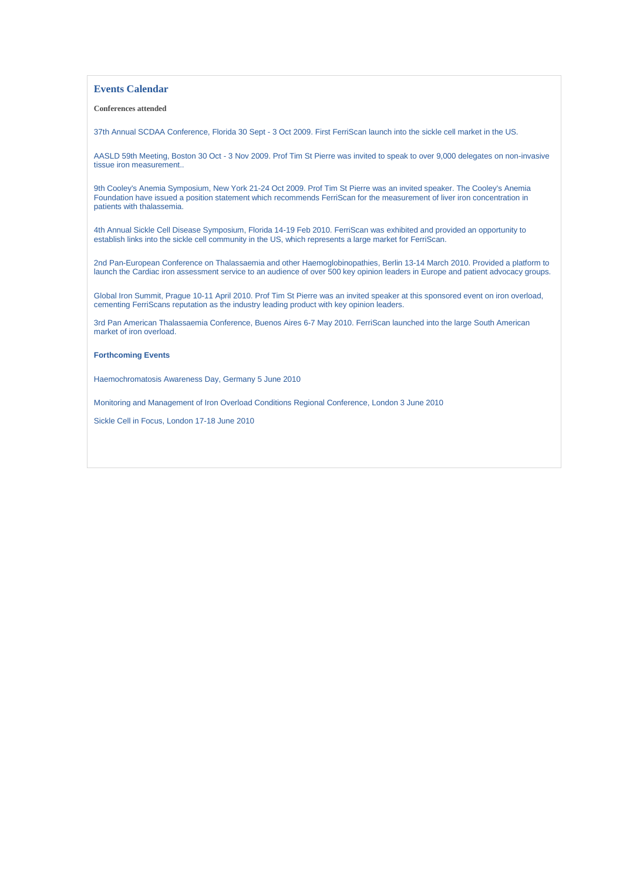## Events Calendar

**Conferences attended**

37th Annual SCDAA Conference, Florida 30 Sept - 3 Oct 2009. First FerriScan launch into the sickle cell market in the US.

AASLD 59th Meeting, Boston 30 Oct - 3 Nov 2009. Prof Tim St Pierre was invited to speak to over 9,000 delegates on non-invasive tissue iron measurement..

9th Cooley's Anemia Symposium, New York 21-24 Oct 2009. Prof Tim St Pierre was an invited speaker. The Cooley's Anemia Foundation have issued a position statement which recommends FerriScan for the measurement of liver iron concentration in patients with thalassemia.

4th Annual Sickle Cell Disease Symposium, Florida 14-19 Feb 2010. FerriScan was exhibited and provided an opportunity to establish links into the sickle cell community in the US, which represents a large market for FerriScan.

2nd Pan-European Conference on Thalassaemia and other Haemoglobinopathies, Berlin 13-14 March 2010. Provided a platform to launch the Cardiac iron assessment service to an audience of over 500 key opinion leaders in Europe and patient advocacy groups.

Global Iron Summit, Prague 10-11 April 2010. Prof Tim St Pierre was an invited speaker at this sponsored event on iron overload, cementing FerriScans reputation as the industry leading product with key opinion leaders.

3rd Pan American Thalassaemia Conference, Buenos Aires 6-7 May 2010. FerriScan launched into the large South American market of iron overload.

**Forthcoming Events**

Haemochromatosis Awareness Day, Germany 5 June 2010

Monitoring and Management of Iron Overload Conditions Regional Conference, London 3 June 2010

Sickle Cell in Focus, London 17-18 June 2010